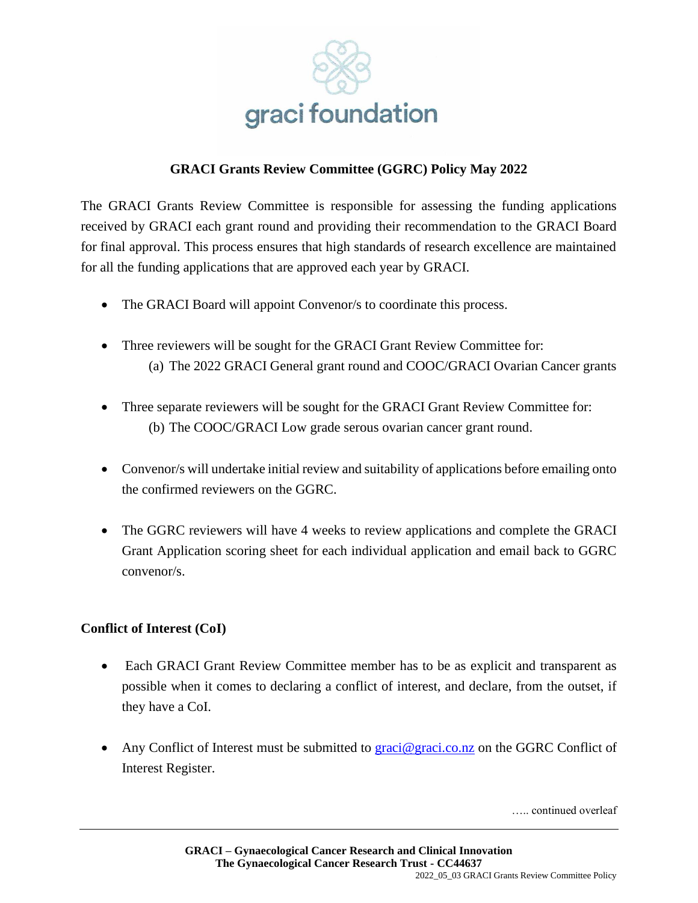## GRACI Grants Review Committee (GGRC) Policy May 2022

The GRACI Grants Review Committee is responsible for assessing the funding applications received by GRACI each grant round and providing their recommendation to the GRACI Board for final approval. This process ensures that high standards of research excellence are maintained for all the funding applications that are approved each year by GRACI.

- The GRACI Board will appoint Convenor/s to coordinate this process.

- Three reviewers will be sought for the GRACI Grant Review Committee for:
  (a) The 2022 GRACI General grant round and COOC/GRACI Ovarian Cancer grants

- Three separate reviewers will be sought for the GRACI Grant Review Committee for:
  (b) The COOC/GRACI Low grade serous ovarian cancer grant round.

- Convenor/s will undertake initial review and suitability of applications before emailing onto the confirmed reviewers on the GGRC.

- The GGRC reviewers will have 4 weeks to review applications and complete the GRACI Grant Application scoring sheet for each individual application and email back to GGRC convenor/s.

### Conflict of Interest (CoI)

- Each GRACI Grant Review Committee member has to be as explicit and transparent as possible when it comes to declaring a conflict of interest, and declare, from the outset, if they have a CoI.

- Any Conflict of Interest must be submitted to graci@graci.co.nz on the GGRC Conflict of Interest Register.

….. continued overleaf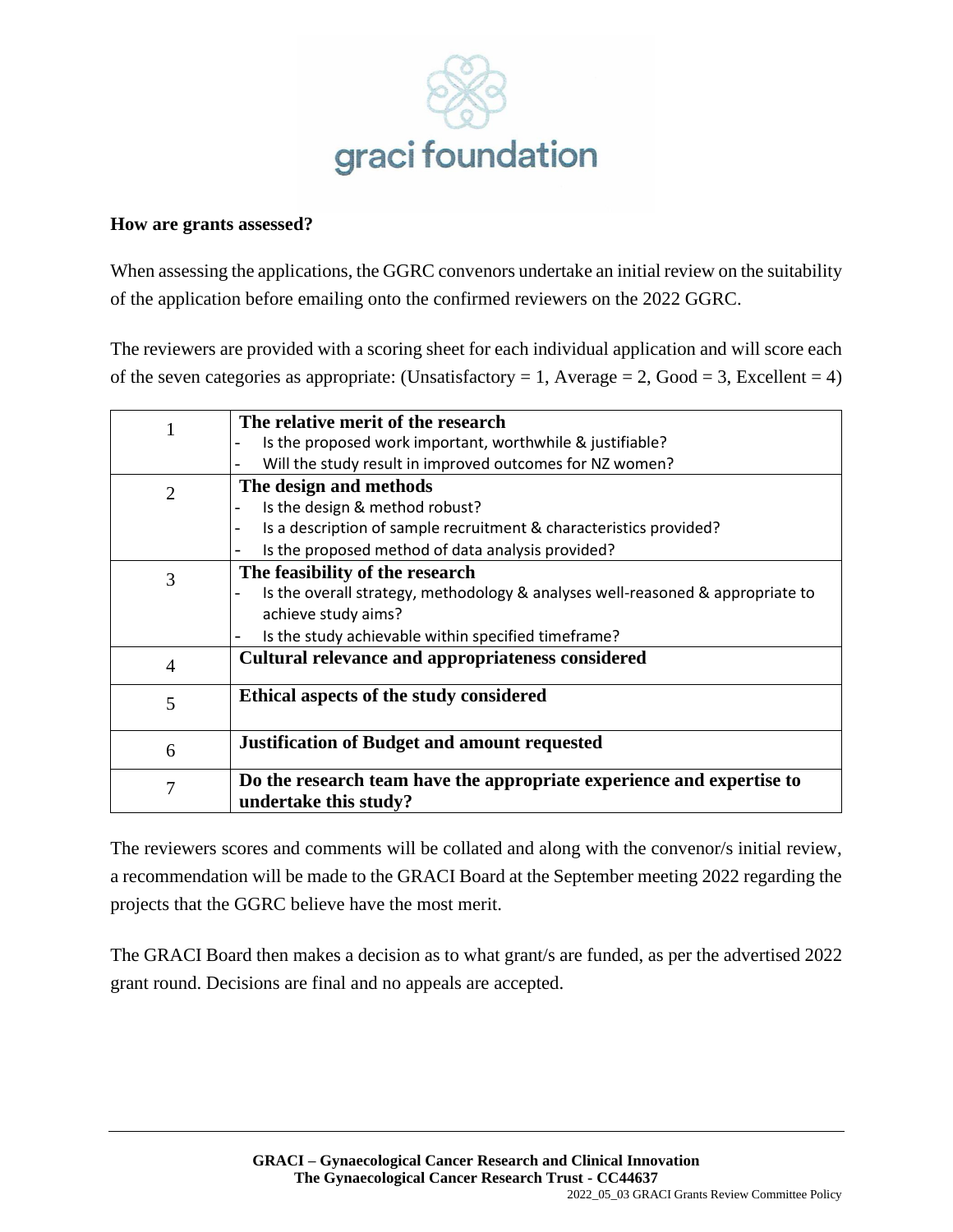**How are grants assessed?**

When assessing the applications, the GGRC convenors undertake an initial review on the suitability of the application before emailing onto the confirmed reviewers on the 2022 GGRC.

The reviewers are provided with a scoring sheet for each individual application and will score each of the seven categories as appropriate: (Unsatisfactory = 1, Average = 2, Good = 3, Excellent = 4)

| | |
|---|---|
| 1 | **The relative merit of the research**<br>- Is the proposed work important, worthwhile & justifiable?<br>- Will the study result in improved outcomes for NZ women? |
| 2 | **The design and methods**<br>- Is the design & method robust?<br>- Is a description of sample recruitment & characteristics provided?<br>- Is the proposed method of data analysis provided? |
| 3 | **The feasibility of the research**<br>- Is the overall strategy, methodology & analyses well-reasoned & appropriate to achieve study aims?<br>- Is the study achievable within specified timeframe? |
| 4 | **Cultural relevance and appropriateness considered** |
| 5 | **Ethical aspects of the study considered** |
| 6 | **Justification of Budget and amount requested** |
| 7 | **Do the research team have the appropriate experience and expertise to undertake this study?** |

The reviewers scores and comments will be collated and along with the convenor/s initial review, a recommendation will be made to the GRACI Board at the September meeting 2022 regarding the projects that the GGRC believe have the most merit.

The GRACI Board then makes a decision as to what grant/s are funded, as per the advertised 2022 grant round. Decisions are final and no appeals are accepted.